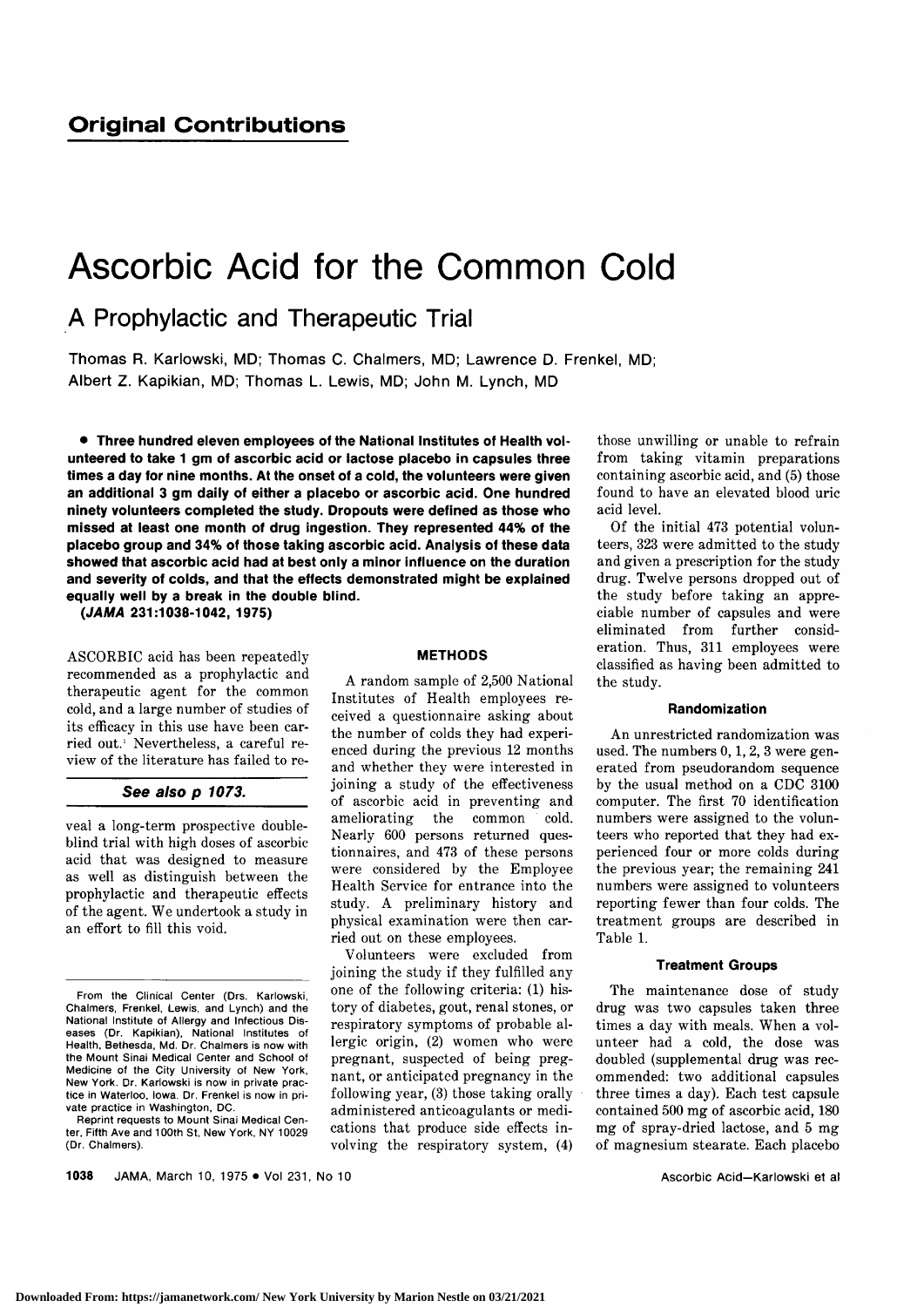## Original Contributions

# Ascorbic Acid for the Common Cold

## A Prophylactic and Therapeutic Trial

Thomas R. Karlowski, MD; Thomas C. Chalmers, MD; Lawrence D. Frenkel, MD; Albert Z. Kapikian, MD; Thomas L. Lewis, MD; John M. Lynch, MD

**• Three hundred eleven employees of the National Institutes of Health volunteered to take 1 gm of ascorbic acid or lactose placebo in capsules three times a day for nine months. At the onset of a cold, the volunteers were given an additional 3 gm daily of either a placebo or ascorbic acid. One hundred ninety volunteers completed the study. Dropouts were defined as those who missed at least one month of drug ingestion. They represented 44% of the placebo group and 34% of those taking ascorbic acid. Analysis of these data showed that ascorbic acid had at best only a minor influence on the duration and severity of colds, and that the effects demonstrated might be explained equally well by a break in the double blind.**

***(JAMA* 231:1038-1042, 1975)**

ASCORBIC acid has been repeatedly recommended as a prophylactic and therapeutic agent for the common cold, and a large number of studies of its efficacy in this use have been carried out.[1] Nevertheless, a careful review of the literature has failed to reveal a long-term prospective double-blind trial with high doses of ascorbic acid that was designed to measure as well as distinguish between the prophylactic and therapeutic effects of the agent. We undertook a study in an effort to fill this void.

***See also p 1073.***

From the Clinical Center (Drs. Karlowski, Chalmers, Frenkel, Lewis, and Lynch) and the National Institute of Allergy and Infectious Diseases (Dr. Kapikian), National Institutes of Health, Bethesda, Md. Dr. Chalmers is now with the Mount Sinai Medical Center and School of Medicine of the City University of New York, New York. Dr. Karlowski is now in private practice in Waterloo, Iowa. Dr. Frenkel is now in private practice in Washington, DC.

Reprint requests to Mount Sinai Medical Center, Fifth Ave and 100th St, New York, NY 10029 (Dr. Chalmers).

### METHODS

A random sample of 2,500 National Institutes of Health employees received a questionnaire asking about the number of colds they had experienced during the previous 12 months and whether they were interested in joining a study of the effectiveness of ascorbic acid in preventing and ameliorating the common cold. Nearly 600 persons returned questionnaires, and 473 of these persons were considered by the Employee Health Service for entrance into the study. A preliminary history and physical examination were then carried out on these employees.

Volunteers were excluded from joining the study if they fulfilled any one of the following criteria: (1) history of diabetes, gout, renal stones, or respiratory symptoms of probable allergic origin, (2) women who were pregnant, suspected of being pregnant, or anticipated pregnancy in the following year, (3) those taking orally administered anticoagulants or medications that produce side effects involving the respiratory system, (4) those unwilling or unable to refrain from taking vitamin preparations containing ascorbic acid, and (5) those found to have an elevated blood uric acid level.

Of the initial 473 potential volunteers, 323 were admitted to the study and given a prescription for the study drug. Twelve persons dropped out of the study before taking an appreciable number of capsules and were eliminated from further consideration. Thus, 311 employees were classified as having been admitted to the study.

#### Randomization

An unrestricted randomization was used. The numbers 0, 1, 2, 3 were generated from pseudorandom sequence by the usual method on a CDC 3100 computer. The first 70 identification numbers were assigned to the volunteers who reported that they had experienced four or more colds during the previous year; the remaining 241 numbers were assigned to volunteers reporting fewer than four colds. The treatment groups are described in Table 1.

#### Treatment Groups

The maintenance dose of study drug was two capsules taken three times a day with meals. When a volunteer had a cold, the dose was doubled (supplemental drug was recommended: two additional capsules three times a day). Each test capsule contained 500 mg of ascorbic acid, 180 mg of spray-dried lactose, and 5 mg of magnesium stearate. Each placebo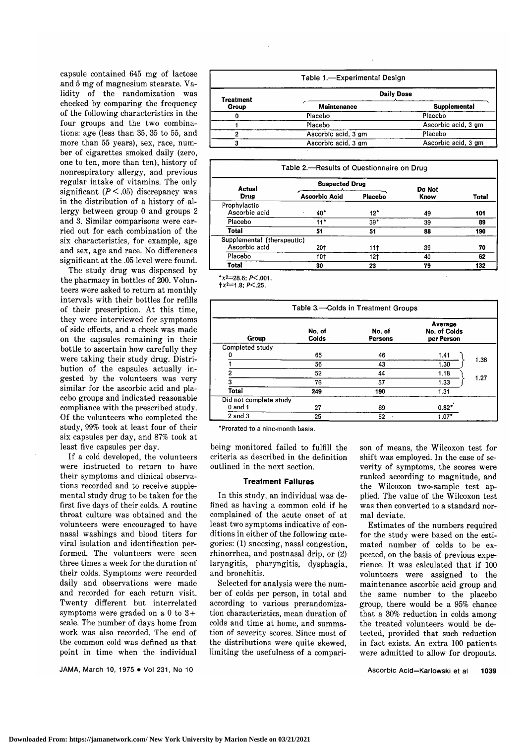capsule contained 645 mg of lactose and 5 mg of magnesium stearate. Validity of the randomization was checked by comparing the frequency of the following characteristics in the four groups and the two combinations: age (less than 35, 35 to 55, and more than 55 years), sex, race, number of cigarettes smoked daily (zero, one to ten, more than ten), history of nonrespiratory allergy, and previous regular intake of vitamins. The only significant ($P < .05$) discrepancy was in the distribution of a history of allergy between group 0 and groups 2 and 3. Similar comparisons were carried out for each combination of the six characteristics, for example, age and sex, age and race. No differences significant at the .05 level were found.

The study drug was dispensed by the pharmacy in bottles of 200. Volunteers were asked to return at monthly intervals with their bottles for refills of their prescription. At this time, they were interviewed for symptoms of side effects, and a check was made on the capsules remaining in their bottle to ascertain how carefully they were taking their study drug. Distribution of the capsules actually ingested by the volunteers was very similar for the ascorbic acid and placebo groups and indicated reasonable compliance with the prescribed study. Of the volunteers who completed the study, 99% took at least four of their six capsules per day, and 87% took at least five capsules per day.

If a cold developed, the volunteers were instructed to return to have their symptoms and clinical observations recorded and to receive supplemental study drug to be taken for the first five days of their colds. A routine throat culture was obtained and the volunteers were encouraged to have nasal washings and blood titers for viral isolation and identification performed. The volunteers were seen three times a week for the duration of their colds. Symptoms were recorded daily and observations were made and recorded for each return visit. Twenty different but interrelated symptoms were graded on a 0 to 3+ scale. The number of days home from work was also recorded. The end of the common cold was defined as that point in time when the individual being monitored failed to fulfill the criteria as described in the definition outlined in the next section.

**Table 1.—Experimental Design**

| Treatment Group | Daily Dose | |
|---|---|---|
| | Maintenance | Supplemental |
| 0 | Placebo | Placebo |
| 1 | Placebo | Ascorbic acid, 3 gm |
| 2 | Ascorbic acid, 3 gm | Placebo |
| 3 | Ascorbic acid, 3 gm | Ascorbic acid, 3 gm |

**Table 2.—Results of Questionnaire on Drug**

| Actual Drug | Suspected Drug | | Do Not Know | Total |
|---|---|---|---|---|
| | Ascorbic Acid | Placebo | | |
| Prophylactic | | | | |
| Ascorbic acid | 40* | 12* | 49 | 101 |
| Placebo | 11* | 39* | 39 | 89 |
| Total | 51 | 51 | 88 | 190 |
| Supplemental (therapeutic) | | | | |
| Ascorbic acid | 20† | 11† | 39 | 70 |
| Placebo | 10† | 12† | 40 | 62 |
| Total | 30 | 23 | 79 | 132 |

*$\chi^2$=28.6; $P$<.001.
†$\chi^2$=1.8; $P$<.25.

**Table 3.—Colds in Treatment Groups**

| Group | No. of Colds | No. of Persons | Average No. of Colds per Person | |
|---|---|---|---|---|
| Completed study | | | | |
| 0 | 65 | 46 | 1.41 | 1.36 |
| 1 | 56 | 43 | 1.30 | |
| 2 | 52 | 44 | 1.18 | 1.27 |
| 3 | 76 | 57 | 1.33 | |
| Total | 249 | 190 | 1.31 | |
| Did not complete study | | | | |
| 0 and 1 | 27 | 69 | 0.82* | |
| 2 and 3 | 25 | 52 | 1.07* | |

*Prorated to a nine-month basis.

### Treatment Failures

In this study, an individual was defined as having a common cold if he complained of the acute onset of at least two symptoms indicative of conditions in either of the following categories: (1) sneezing, nasal congestion, rhinorrhea, and postnasal drip, or (2) laryngitis, pharyngitis, dysphagia, and bronchitis.

Selected for analysis were the number of colds per person, in total and according to various prerandomization characteristics, mean duration of colds and time at home, and summation of severity scores. Since most of the distributions were quite skewed, limiting the usefulness of a comparison of means, the Wilcoxon test for shift was employed. In the case of severity of symptoms, the scores were ranked according to magnitude, and the Wilcoxon two-sample test applied. The value of the Wilcoxon test was then converted to a standard normal deviate.

Estimates of the numbers required for the study were based on the estimated number of colds to be expected, on the basis of previous experience. It was calculated that if 100 volunteers were assigned to the maintenance ascorbic acid group and the same number to the placebo group, there would be a 95% chance that a 30% reduction in colds among the treated volunteers would be detected, provided that such reduction in fact exists. An extra 100 patients were admitted to allow for dropouts.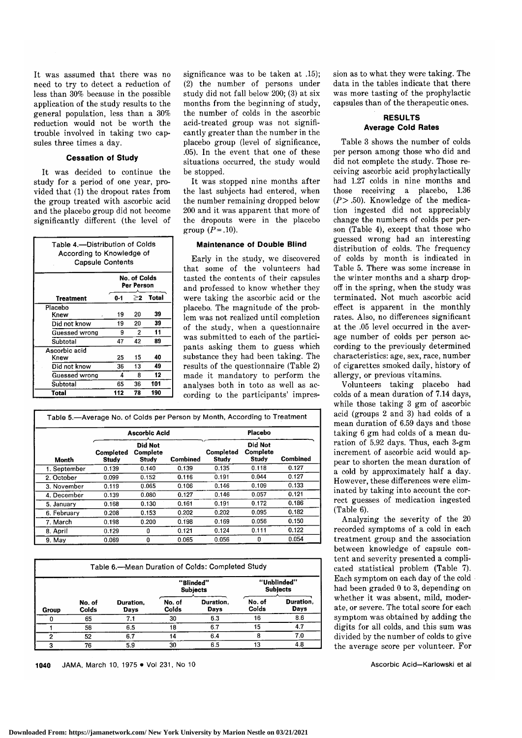It was assumed that there was no need to try to detect a reduction of less than 30% because in the possible application of the study results to the general population, less than a 30% reduction would not be worth the trouble involved in taking two capsules three times a day.

### Cessation of Study

It was decided to continue the study for a period of one year, provided that (1) the dropout rates from the group treated with ascorbic acid and the placebo group did not become significantly different (the level of significance was to be taken at .15); (2) the number of persons under study did not fall below 200; (3) at six months from the beginning of study, the number of colds in the ascorbic acid-treated group was not significantly greater than the number in the placebo group (level of significance, .05). In the event that one of these situations occurred, the study would be stopped.

It was stopped nine months after the last subjects had entered, when the number remaining dropped below 200 and it was apparent that more of the dropouts were in the placebo group ($P=.10$).

### Maintenance of Double Blind

Early in the study, we discovered that some of the volunteers had tasted the contents of their capsules and professed to know whether they were taking the ascorbic acid or the placebo. The magnitude of the problem was not realized until completion of the study, when a questionnaire was submitted to each of the participants asking them to guess which substance they had been taking. The results of the questionnaire (Table 2) made it mandatory to perform the analyses both in toto as well as according to the participants' impression as to what they were taking. The data in the tables indicate that there was more tasting of the prophylactic capsules than of the therapeutic ones.

Table 4.—Distribution of Colds According to Knowledge of Capsule Contents

| Treatment | No. of Colds Per Person | | |
|---|---|---|---|
| | 0-1 | ≥2 | Total |
| Placebo | | | |
| Knew | 19 | 20 | 39 |
| Did not know | 19 | 20 | 39 |
| Guessed wrong | 9 | 2 | 11 |
| Subtotal | 47 | 42 | 89 |
| Ascorbic acid | | | |
| Knew | 25 | 15 | 40 |
| Did not know | 36 | 13 | 49 |
| Guessed wrong | 4 | 8 | 12 |
| Subtotal | 65 | 36 | 101 |
| Total | 112 | 78 | 190 |

## RESULTS

### Average Cold Rates

Table 3 shows the number of colds per person among those who did and did not complete the study. Those receiving ascorbic acid prophylactically had 1.27 colds in nine months and those receiving a placebo, 1.36 ($P>.50$). Knowledge of the medication ingested did not appreciably change the numbers of colds per person (Table 4), except that those who guessed wrong had an interesting distribution of colds. The frequency of colds by month is indicated in Table 5. There was some increase in the winter months and a sharp dropoff in the spring, when the study was terminated. Not much ascorbic acid effect is apparent in the monthly rates. Also, no differences significant at the .05 level occurred in the average number of colds per person according to the previously determined characteristics: age, sex, race, number of cigarettes smoked daily, history of allergy, or previous vitamins.

Volunteers taking placebo had colds of a mean duration of 7.14 days, while those taking 3 gm of ascorbic acid (groups 2 and 3) had colds of a mean duration of 6.59 days and those taking 6 gm had colds of a mean duration of 5.92 days. Thus, each 3-gm increment of ascorbic acid would appear to shorten the mean duration of a cold by approximately half a day. However, these differences were eliminated by taking into account the correct guesses of medication ingested (Table 6).

Analyzing the severity of the 20 recorded symptoms of a cold in each treatment group and the association between knowledge of capsule content and severity presented a complicated statistical problem (Table 7). Each symptom on each day of the cold had been graded 0 to 3, depending on whether it was absent, mild, moderate, or severe. The total score for each symptom was obtained by adding the digits for all colds, and this sum was divided by the number of colds to give the average score per volunteer. For

Table 5.—Average No. of Colds per Person by Month, According to Treatment

| Month | Ascorbic Acid | | | Placebo | | |
|---|---|---|---|---|---|---|
| | Completed Study | Did Not Complete Study | Combined | Completed Study | Did Not Complete Study | Combined |
| 1. September | 0.139 | 0.140 | 0.139 | 0.135 | 0.118 | 0.127 |
| 2. October | 0.099 | 0.152 | 0.116 | 0.191 | 0.044 | 0.127 |
| 3. November | 0.119 | 0.065 | 0.106 | 0.146 | 0.109 | 0.133 |
| 4. December | 0.139 | 0.080 | 0.127 | 0.146 | 0.057 | 0.121 |
| 5. January | 0.168 | 0.130 | 0.161 | 0.191 | 0.172 | 0.186 |
| 6. February | 0.208 | 0.153 | 0.202 | 0.202 | 0.095 | 0.182 |
| 7. March | 0.198 | 0.200 | 0.198 | 0.169 | 0.056 | 0.150 |
| 8. April | 0.129 | 0 | 0.121 | 0.124 | 0.111 | 0.122 |
| 9. May | 0.069 | 0 | 0.065 | 0.056 | 0 | 0.054 |

Table 6.—Mean Duration of Colds: Completed Study

| Group | No. of Colds | Duration, Days | "Blinded" Subjects | | "Unblinded" Subjects | |
|---|---|---|---|---|---|---|
| | | | No. of Colds | Duration, Days | No. of Colds | Duration, Days |
| 0 | 65 | 7.1 | 30 | 6.3 | 16 | 8.6 |
| 1 | 56 | 6.5 | 18 | 6.7 | 15 | 4.7 |
| 2 | 52 | 6.7 | 14 | 6.4 | 8 | 7.0 |
| 3 | 76 | 5.9 | 30 | 6.5 | 13 | 4.8 |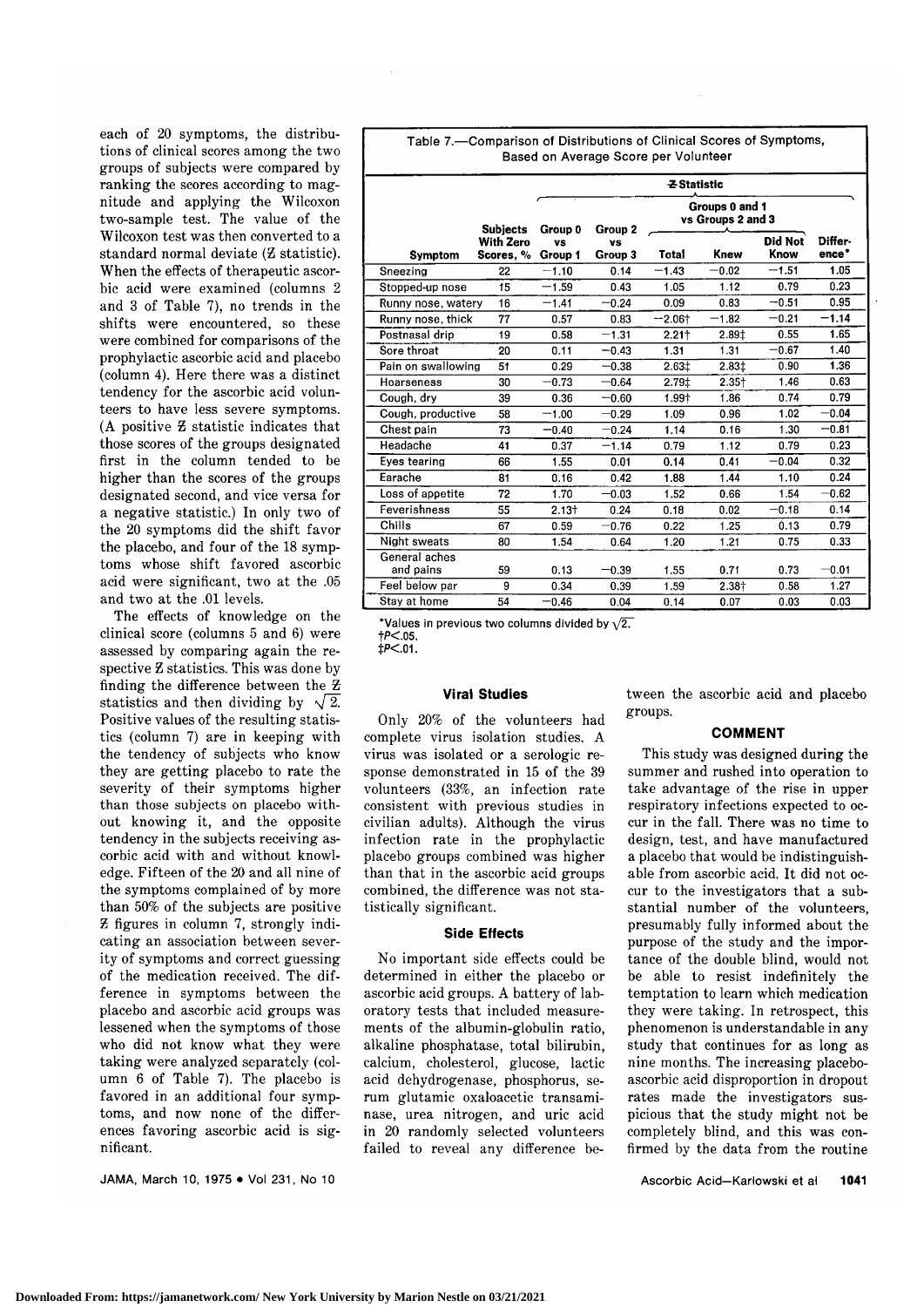each of 20 symptoms, the distributions of clinical scores among the two groups of subjects were compared by ranking the scores according to magnitude and applying the Wilcoxon two-sample test. The value of the Wilcoxon test was then converted to a standard normal deviate ($Z$ statistic). When the effects of therapeutic ascorbic acid were examined (columns 2 and 3 of Table 7), no trends in the shifts were encountered, so these were combined for comparisons of the prophylactic ascorbic acid and placebo (column 4). Here there was a distinct tendency for the ascorbic acid volunteers to have less severe symptoms. (A positive $Z$ statistic indicates that those scores of the groups designated first in the column tended to be higher than the scores of the groups designated second, and vice versa for a negative statistic.) In only two of the 20 symptoms did the shift favor the placebo, and four of the 18 symptoms whose shift favored ascorbic acid were significant, two at the .05 and two at the .01 levels.

The effects of knowledge on the clinical score (columns 5 and 6) were assessed by comparing again the respective $Z$ statistics. This was done by finding the difference between the $Z$ statistics and then dividing by $\sqrt{2}$. Positive values of the resulting statistics (column 7) are in keeping with the tendency of subjects who know they are getting placebo to rate the severity of their symptoms higher than those subjects on placebo without knowing it, and the opposite tendency in the subjects receiving ascorbic acid with and without knowledge. Fifteen of the 20 and all nine of the symptoms complained of by more than 50% of the subjects are positive $Z$ figures in column 7, strongly indicating an association between severity of symptoms and correct guessing of the medication received. The difference in symptoms between the placebo and ascorbic acid groups was lessened when the symptoms of those who did not know what they were taking were analyzed separately (column 6 of Table 7). The placebo is favored in an additional four symptoms, and now none of the differences favoring ascorbic acid is significant.

Table 7.—Comparison of Distributions of Clinical Scores of Symptoms, Based on Average Score per Volunteer

| | | $Z$ Statistic | | | | | |
|---|---|---|---|---|---|---|---|
| | | | | Groups 0 and 1 vs Groups 2 and 3 | | | |
| Symptom | Subjects With Zero Scores, % | Group 0 vs Group 1 | Group 2 vs Group 3 | Total | Knew | Did Not Know | Difference* |
| Sneezing | 22 | −1.10 | 0.14 | −1.43 | −0.02 | −1.51 | 1.05 |
| Stopped-up nose | 15 | −1.59 | 0.43 | 1.05 | 1.12 | 0.79 | 0.23 |
| Runny nose, watery | 16 | −1.41 | −0.24 | 0.09 | 0.83 | −0.51 | 0.95 |
| Runny nose, thick | 77 | 0.57 | 0.83 | −2.06† | −1.82 | −0.21 | −1.14 |
| Postnasal drip | 19 | 0.58 | −1.31 | 2.21† | 2.89‡ | 0.55 | 1.65 |
| Sore throat | 20 | 0.11 | −0.43 | 1.31 | 1.31 | −0.67 | 1.40 |
| Pain on swallowing | 51 | 0.29 | −0.38 | 2.63‡ | 2.83‡ | 0.90 | 1.36 |
| Hoarseness | 30 | −0.73 | −0.64 | 2.79‡ | 2.35† | 1.46 | 0.63 |
| Cough, dry | 39 | 0.36 | −0.60 | 1.99† | 1.86 | 0.74 | 0.79 |
| Cough, productive | 58 | −1.00 | −0.29 | 1.09 | 0.96 | 1.02 | −0.04 |
| Chest pain | 73 | −0.40 | −0.24 | 1.14 | 0.16 | 1.30 | −0.81 |
| Headache | 41 | 0.37 | −1.14 | 0.79 | 1.12 | 0.79 | 0.23 |
| Eyes tearing | 66 | 1.55 | 0.01 | 0.14 | 0.41 | −0.04 | 0.32 |
| Earache | 81 | 0.16 | 0.42 | 1.88 | 1.44 | 1.10 | 0.24 |
| Loss of appetite | 72 | 1.70 | −0.03 | 1.52 | 0.66 | 1.54 | −0.62 |
| Feverishness | 55 | 2.13† | 0.24 | 0.18 | 0.02 | −0.18 | 0.14 |
| Chills | 67 | 0.59 | −0.76 | 0.22 | 1.25 | 0.13 | 0.79 |
| Night sweats | 80 | 1.54 | 0.64 | 1.20 | 1.21 | 0.75 | 0.33 |
| General aches and pains | 59 | 0.13 | −0.39 | 1.55 | 0.71 | 0.73 | −0.01 |
| Feel below par | 9 | 0.34 | 0.39 | 1.59 | 2.38† | 0.58 | 1.27 |
| Stay at home | 54 | −0.46 | 0.04 | 0.14 | 0.07 | 0.03 | 0.03 |

*Values in previous two columns divided by $\sqrt{2}$.
†$P<.05$.
‡$P<.01$.

### Viral Studies

Only 20% of the volunteers had complete virus isolation studies. A virus was isolated or a serologic response demonstrated in 15 of the 39 volunteers (33%, an infection rate consistent with previous studies in civilian adults). Although the virus infection rate in the prophylactic placebo groups combined was higher than that in the ascorbic acid groups combined, the difference was not statistically significant.

### Side Effects

No important side effects could be determined in either the placebo or ascorbic acid groups. A battery of laboratory tests that included measurements of the albumin-globulin ratio, alkaline phosphatase, total bilirubin, calcium, cholesterol, glucose, lactic acid dehydrogenase, phosphorus, serum glutamic oxaloacetic transaminase, urea nitrogen, and uric acid in 20 randomly selected volunteers failed to reveal any difference between the ascorbic acid and placebo groups.

## COMMENT

This study was designed during the summer and rushed into operation to take advantage of the rise in upper respiratory infections expected to occur in the fall. There was no time to design, test, and have manufactured a placebo that would be indistinguishable from ascorbic acid. It did not occur to the investigators that a substantial number of the volunteers, presumably fully informed about the purpose of the study and the importance of the double blind, would not be able to resist indefinitely the temptation to learn which medication they were taking. In retrospect, this phenomenon is understandable in any study that continues for as long as nine months. The increasing placebo-ascorbic acid disproportion in dropout rates made the investigators suspicious that the study might not be completely blind, and this was confirmed by the data from the routine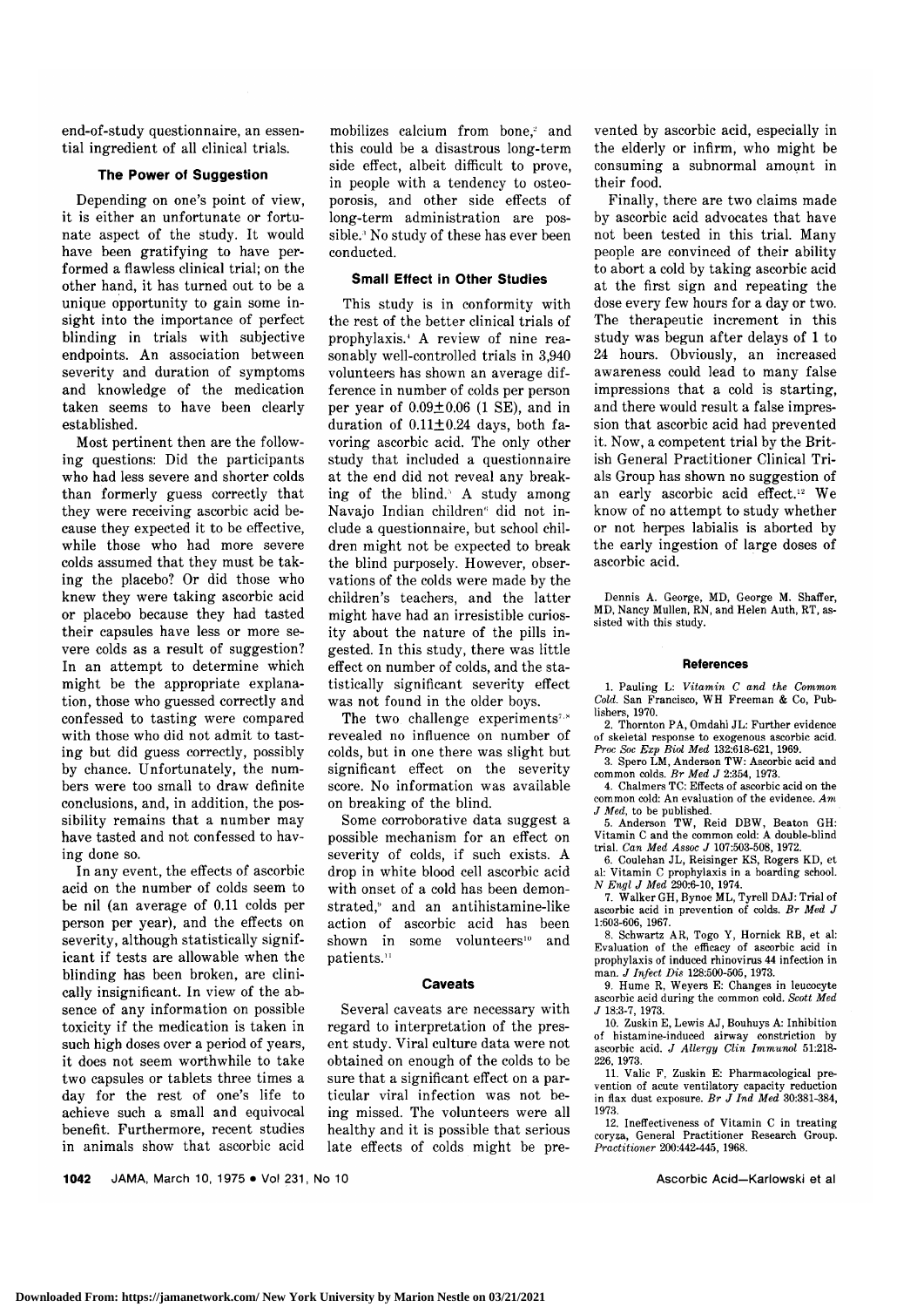end-of-study questionnaire, an essential ingredient of all clinical trials.

### The Power of Suggestion

Depending on one's point of view, it is either an unfortunate or fortunate aspect of the study. It would have been gratifying to have performed a flawless clinical trial; on the other hand, it has turned out to be a unique opportunity to gain some insight into the importance of perfect blinding in trials with subjective endpoints. An association between severity and duration of symptoms and knowledge of the medication taken seems to have been clearly established.

Most pertinent then are the following questions: Did the participants who had less severe and shorter colds than formerly guess correctly that they were receiving ascorbic acid because they expected it to be effective, while those who had more severe colds assumed that they must be taking the placebo? Or did those who knew they were taking ascorbic acid or placebo because they had tasted their capsules have less or more severe colds as a result of suggestion? In an attempt to determine which might be the appropriate explanation, those who guessed correctly and confessed to tasting were compared with those who did not admit to tasting but did guess correctly, possibly by chance. Unfortunately, the numbers were too small to draw definite conclusions, and, in addition, the possibility remains that a number may have tasted and not confessed to having done so.

In any event, the effects of ascorbic acid on the number of colds seem to be nil (an average of 0.11 colds per person per year), and the effects on severity, although statistically significant if tests are allowable when the blinding has been broken, are clinically insignificant. In view of the absence of any information on possible toxicity if the medication is taken in such high doses over a period of years, it does not seem worthwhile to take two capsules or tablets three times a day for the rest of one's life to achieve such a small and equivocal benefit. Furthermore, recent studies in animals show that ascorbic acid mobilizes calcium from bone,[2] and this could be a disastrous long-term side effect, albeit difficult to prove, in people with a tendency to osteoporosis, and other side effects of long-term administration are possible.[3] No study of these has ever been conducted.

### Small Effect in Other Studies

This study is in conformity with the rest of the better clinical trials of prophylaxis.[4] A review of nine reasonably well-controlled trials in 3,940 volunteers has shown an average difference in number of colds per person per year of $0.09 \pm 0.06$ (1 SE), and in duration of $0.11 \pm 0.24$ days, both favoring ascorbic acid. The only other study that included a questionnaire at the end did not reveal any breaking of the blind.[5] A study among Navajo Indian children[6] did not include a questionnaire, but school children might not be expected to break the blind purposely. However, observations of the colds were made by the children's teachers, and the latter might have had an irresistible curiosity about the nature of the pills ingested. In this study, there was little effect on number of colds, and the statistically significant severity effect was not found in the older boys.

The two challenge experiments[7,8] revealed no influence on number of colds, but in one there was slight but significant effect on the severity score. No information was available on breaking of the blind.

Some corroborative data suggest a possible mechanism for an effect on severity of colds, if such exists. A drop in white blood cell ascorbic acid with onset of a cold has been demonstrated,[9] and an antihistamine-like action of ascorbic acid has been shown in some volunteers[10] and patients.[11]

### Caveats

Several caveats are necessary with regard to interpretation of the present study. Viral culture data were not obtained on enough of the colds to be sure that a significant effect on a particular viral infection was not being missed. The volunteers were all healthy and it is possible that serious late effects of colds might be prevented by ascorbic acid, especially in the elderly or infirm, who might be consuming a subnormal amount in their food.

Finally, there are two claims made by ascorbic acid advocates that have not been tested in this trial. Many people are convinced of their ability to abort a cold by taking ascorbic acid at the first sign and repeating the dose every few hours for a day or two. The therapeutic increment in this study was begun after delays of 1 to 24 hours. Obviously, an increased awareness could lead to many false impressions that a cold is starting, and there would result a false impression that ascorbic acid had prevented it. Now, a competent trial by the British General Practitioner Clinical Trials Group has shown no suggestion of an early ascorbic acid effect.[12] We know of no attempt to study whether or not herpes labialis is aborted by the early ingestion of large doses of ascorbic acid.

Dennis A. George, MD, George M. Shaffer, MD, Nancy Mullen, RN, and Helen Auth, RT, assisted with this study.

### References

1. Pauling L: *Vitamin C and the Common Cold.* San Francisco, WH Freeman & Co, Publishers, 1970.
2. Thornton PA, Omdahl JL: Further evidence of skeletal response to exogenous ascorbic acid. *Proc Soc Exp Biol Med* 132:618-621, 1969.
3. Spero LM, Anderson TW: Ascorbic acid and common colds. *Br Med J* 2:354, 1973.
4. Chalmers TC: Effects of ascorbic acid on the common cold: An evaluation of the evidence. *Am J Med,* to be published.
5. Anderson TW, Reid DBW, Beaton GH: Vitamin C and the common cold: A double-blind trial. *Can Med Assoc J* 107:503-508, 1972.
6. Coulehan JL, Reisinger KS, Rogers KD, et al: Vitamin C prophylaxis in a boarding school. *N Engl J Med* 290:6-10, 1974.
7. Walker GH, Bynoe ML, Tyrell DAJ: Trial of ascorbic acid in prevention of colds. *Br Med J* 1:603-606, 1967.
8. Schwartz AR, Togo Y, Hornick RB, et al: Evaluation of the efficacy of ascorbic acid in prophylaxis of induced rhinovirus 44 infection in man. *J Infect Dis* 128:500-505, 1973.
9. Hume R, Weyers E: Changes in leucocyte ascorbic acid during the common cold. *Scott Med J* 18:3-7, 1973.
10. Zuskin E, Lewis AJ, Bouhuys A: Inhibition of histamine-induced airway constriction by ascorbic acid. *J Allergy Clin Immunol* 51:218-226, 1973.
11. Valic F, Zuskin E: Pharmacological prevention of acute ventilatory capacity reduction in flax dust exposure. *Br J Ind Med* 30:381-384, 1973.
12. Ineffectiveness of Vitamin C in treating coryza, General Practitioner Research Group. *Practitioner* 200:442-445, 1968.